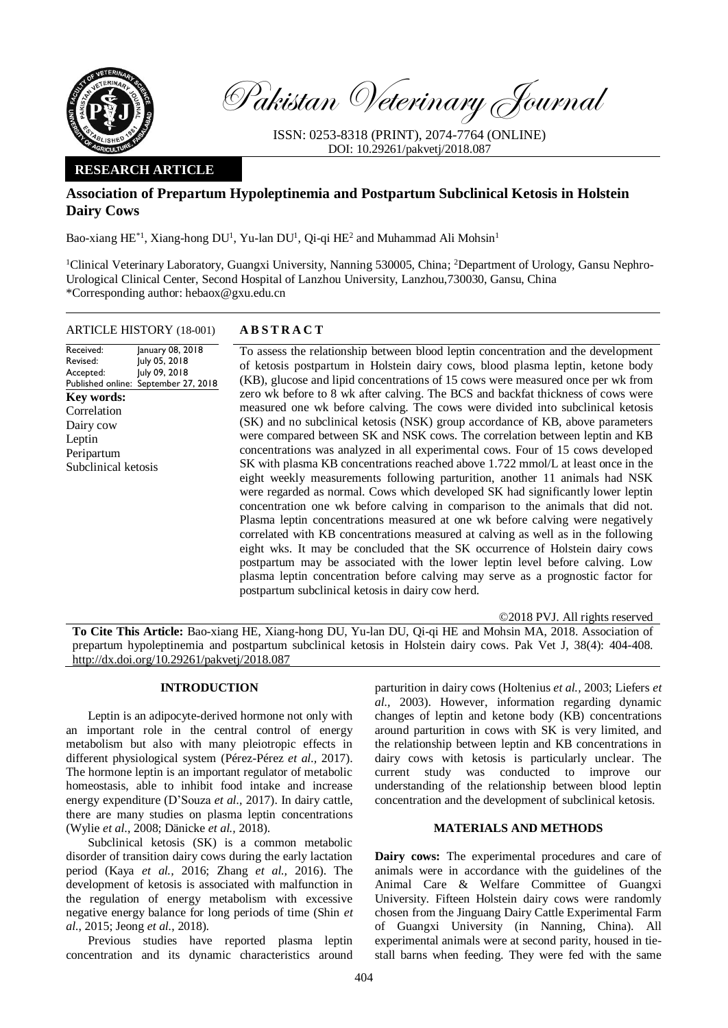Pakistan Veterinary Journal

ISSN: 0253-8318 (PRINT), 2074-7764 (ONLINE)
DOI: 10.29261/pakvetj/2018.087

**RESEARCH ARTICLE**

# Association of Prepartum Hypoleptinemia and Postpartum Subclinical Ketosis in Holstein Dairy Cows

Bao-xiang HE*[1], Xiang-hong DU[1], Yu-lan DU[1], Qi-qi HE[2] and Muhammad Ali Mohsin[1]

[1]Clinical Veterinary Laboratory, Guangxi University, Nanning 530005, China; [2]Department of Urology, Gansu Nephro-Urological Clinical Center, Second Hospital of Lanzhou University, Lanzhou,730030, Gansu, China
*Corresponding author: hebaox@gxu.edu.cn

**ARTICLE HISTORY** (18-001)

| | |
|---|---|
| Received: | January 08, 2018 |
| Revised: | July 05, 2018 |
| Accepted: | July 09, 2018 |
| Published online: | September 27, 2018 |

**Key words:**
Correlation
Dairy cow
Leptin
Peripartum
Subclinical ketosis

**A B S T R A C T**

To assess the relationship between blood leptin concentration and the development of ketosis postpartum in Holstein dairy cows, blood plasma leptin, ketone body (KB), glucose and lipid concentrations of 15 cows were measured once per wk from zero wk before to 8 wk after calving. The BCS and backfat thickness of cows were measured one wk before calving. The cows were divided into subclinical ketosis (SK) and no subclinical ketosis (NSK) group accordance of KB, above parameters were compared between SK and NSK cows. The correlation between leptin and KB concentrations was analyzed in all experimental cows. Four of 15 cows developed SK with plasma KB concentrations reached above 1.722 mmol/L at least once in the eight weekly measurements following parturition, another 11 animals had NSK were regarded as normal. Cows which developed SK had significantly lower leptin concentration one wk before calving in comparison to the animals that did not. Plasma leptin concentrations measured at one wk before calving were negatively correlated with KB concentrations measured at calving as well as in the following eight wks. It may be concluded that the SK occurrence of Holstein dairy cows postpartum may be associated with the lower leptin level before calving. Low plasma leptin concentration before calving may serve as a prognostic factor for postpartum subclinical ketosis in dairy cow herd.

©2018 PVJ. All rights reserved

**To Cite This Article:** Bao-xiang HE, Xiang-hong DU, Yu-lan DU, Qi-qi HE and Mohsin MA, 2018. Association of prepartum hypoleptinemia and postpartum subclinical ketosis in Holstein dairy cows. Pak Vet J, 38(4): 404-408. http://dx.doi.org/10.29261/pakvetj/2018.087

## INTRODUCTION

Leptin is an adipocyte-derived hormone not only with an important role in the central control of energy metabolism but also with many pleiotropic effects in different physiological system (Pérez-Pérez *et al.*, 2017). The hormone leptin is an important regulator of metabolic homeostasis, able to inhibit food intake and increase energy expenditure (D'Souza *et al.*, 2017). In dairy cattle, there are many studies on plasma leptin concentrations (Wylie *et al.*, 2008; Dänicke *et al.*, 2018).

Subclinical ketosis (SK) is a common metabolic disorder of transition dairy cows during the early lactation period (Kaya *et al.*, 2016; Zhang *et al.*, 2016). The development of ketosis is associated with malfunction in the regulation of energy metabolism with excessive negative energy balance for long periods of time (Shin *et al.*, 2015; Jeong *et al.*, 2018).

Previous studies have reported plasma leptin concentration and its dynamic characteristics around parturition in dairy cows (Holtenius *et al.*, 2003; Liefers *et al.*, 2003). However, information regarding dynamic changes of leptin and ketone body (KB) concentrations around parturition in cows with SK is very limited, and the relationship between leptin and KB concentrations in dairy cows with ketosis is particularly unclear. The current study was conducted to improve our understanding of the relationship between blood leptin concentration and the development of subclinical ketosis.

## MATERIALS AND METHODS

**Dairy cows:** The experimental procedures and care of animals were in accordance with the guidelines of the Animal Care & Welfare Committee of Guangxi University. Fifteen Holstein dairy cows were randomly chosen from the Jinguang Dairy Cattle Experimental Farm of Guangxi University (in Nanning, China). All experimental animals were at second parity, housed in tie-stall barns when feeding. They were fed with the same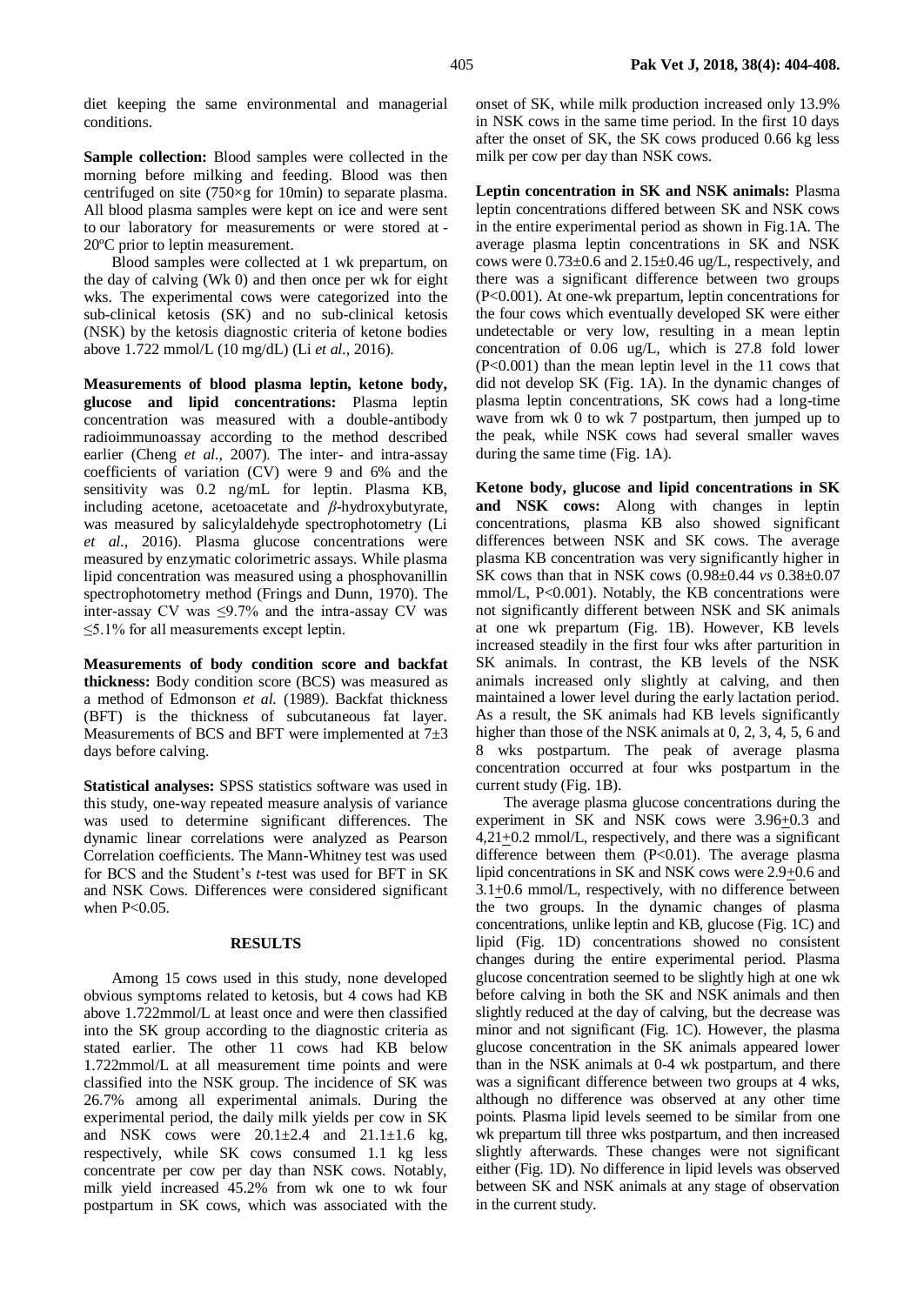diet keeping the same environmental and managerial conditions.

**Sample collection:** Blood samples were collected in the morning before milking and feeding. Blood was then centrifuged on site (750×g for 10min) to separate plasma. All blood plasma samples were kept on ice and were sent to our laboratory for measurements or were stored at -20ºC prior to leptin measurement.

Blood samples were collected at 1 wk prepartum, on the day of calving (Wk 0) and then once per wk for eight wks. The experimental cows were categorized into the sub-clinical ketosis (SK) and no sub-clinical ketosis (NSK) by the ketosis diagnostic criteria of ketone bodies above 1.722 mmol/L (10 mg/dL) (Li *et al.,* 2016).

**Measurements of blood plasma leptin, ketone body, glucose and lipid concentrations:** Plasma leptin concentration was measured with a double-antibody radioimmunoassay according to the method described earlier (Cheng *et al.,* 2007). The inter- and intra-assay coefficients of variation (CV) were 9 and 6% and the sensitivity was 0.2 ng/mL for leptin. Plasma KB, including acetone, acetoacetate and *β*-hydroxybutyrate, was measured by salicylaldehyde spectrophotometry (Li *et al.,* 2016). Plasma glucose concentrations were measured by enzymatic colorimetric assays. While plasma lipid concentration was measured using a phosphovanillin spectrophotometry method (Frings and Dunn, 1970). The inter-assay CV was ≤9.7% and the intra-assay CV was ≤5.1% for all measurements except leptin.

**Measurements of body condition score and backfat thickness:** Body condition score (BCS) was measured as a method of Edmonson *et al.* (1989). Backfat thickness (BFT) is the thickness of subcutaneous fat layer. Measurements of BCS and BFT were implemented at 7±3 days before calving.

**Statistical analyses:** SPSS statistics software was used in this study, one-way repeated measure analysis of variance was used to determine significant differences. The dynamic linear correlations were analyzed as Pearson Correlation coefficients. The Mann-Whitney test was used for BCS and the Student's *t*-test was used for BFT in SK and NSK Cows. Differences were considered significant when $P<0.05$.

## RESULTS

Among 15 cows used in this study, none developed obvious symptoms related to ketosis, but 4 cows had KB above 1.722mmol/L at least once and were then classified into the SK group according to the diagnostic criteria as stated earlier. The other 11 cows had KB below 1.722mmol/L at all measurement time points and were classified into the NSK group. The incidence of SK was 26.7% among all experimental animals. During the experimental period, the daily milk yields per cow in SK and NSK cows were 20.1±2.4 and 21.1±1.6 kg, respectively, while SK cows consumed 1.1 kg less concentrate per cow per day than NSK cows. Notably, milk yield increased 45.2% from wk one to wk four postpartum in SK cows, which was associated with the onset of SK, while milk production increased only 13.9% in NSK cows in the same time period. In the first 10 days after the onset of SK, the SK cows produced 0.66 kg less milk per cow per day than NSK cows.

**Leptin concentration in SK and NSK animals:** Plasma leptin concentrations differed between SK and NSK cows in the entire experimental period as shown in Fig.1A. The average plasma leptin concentrations in SK and NSK cows were 0.73±0.6 and 2.15±0.46 ug/L, respectively, and there was a significant difference between two groups ($P<0.001$). At one-wk prepartum, leptin concentrations for the four cows which eventually developed SK were either undetectable or very low, resulting in a mean leptin concentration of 0.06 ug/L, which is 27.8 fold lower ($P<0.001$) than the mean leptin level in the 11 cows that did not develop SK (Fig. 1A). In the dynamic changes of plasma leptin concentrations, SK cows had a long-time wave from wk 0 to wk 7 postpartum, then jumped up to the peak, while NSK cows had several smaller waves during the same time (Fig. 1A).

**Ketone body, glucose and lipid concentrations in SK and NSK cows:** Along with changes in leptin concentrations, plasma KB also showed significant differences between NSK and SK cows. The average plasma KB concentration was very significantly higher in SK cows than that in NSK cows (0.98±0.44 *vs* 0.38±0.07 mmol/L, $P<0.001$). Notably, the KB concentrations were not significantly different between NSK and SK animals at one wk prepartum (Fig. 1B). However, KB levels increased steadily in the first four wks after parturition in SK animals. In contrast, the KB levels of the NSK animals increased only slightly at calving, and then maintained a lower level during the early lactation period. As a result, the SK animals had KB levels significantly higher than those of the NSK animals at 0, 2, 3, 4, 5, 6 and 8 wks postpartum. The peak of average plasma concentration occurred at four wks postpartum in the current study (Fig. 1B).

The average plasma glucose concentrations during the experiment in SK and NSK cows were 3.96±0.3 and 4,21±0.2 mmol/L, respectively, and there was a significant difference between them ($P<0.01$). The average plasma lipid concentrations in SK and NSK cows were 2.9±0.6 and 3.1±0.6 mmol/L, respectively, with no difference between the two groups. In the dynamic changes of plasma concentrations, unlike leptin and KB, glucose (Fig. 1C) and lipid (Fig. 1D) concentrations showed no consistent changes during the entire experimental period. Plasma glucose concentration seemed to be slightly high at one wk before calving in both the SK and NSK animals and then slightly reduced at the day of calving, but the decrease was minor and not significant (Fig. 1C). However, the plasma glucose concentration in the SK animals appeared lower than in the NSK animals at 0-4 wk postpartum, and there was a significant difference between two groups at 4 wks, although no difference was observed at any other time points. Plasma lipid levels seemed to be similar from one wk prepartum till three wks postpartum, and then increased slightly afterwards. These changes were not significant either (Fig. 1D). No difference in lipid levels was observed between SK and NSK animals at any stage of observation in the current study.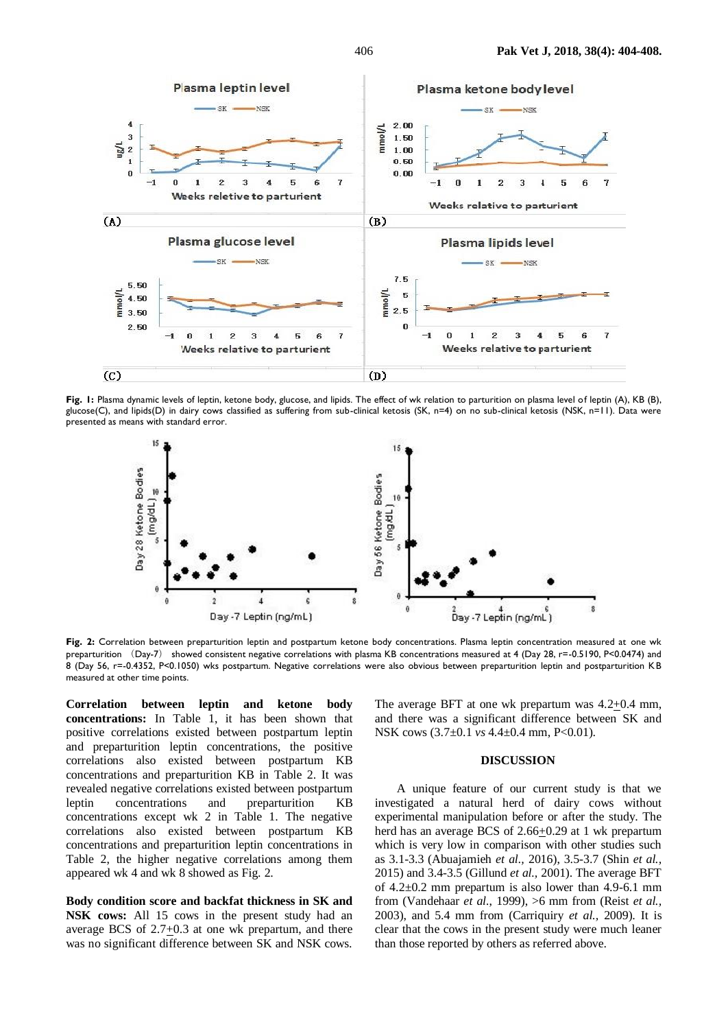Fig. 1: Plasma dynamic levels of leptin, ketone body, glucose, and lipids. The effect of wk relation to parturition on plasma level of leptin (A), KB (B), glucose(C), and lipids(D) in dairy cows classified as suffering from sub-clinical ketosis (SK, n=4) on no sub-clinical ketosis (NSK, n=11). Data were presented as means with standard error.

Fig. 2: Correlation between preparturition leptin and postpartum ketone body concentrations. Plasma leptin concentration measured at one wk preparturition (Day-7) showed consistent negative correlations with plasma KB concentrations measured at 4 (Day 28, r=-0.5190, P<0.0474) and 8 (Day 56, r=-0.4352, P<0.1050) wks postpartum. Negative correlations were also obvious between preparturition leptin and postparturition KB measured at other time points.

**Correlation between leptin and ketone body concentrations:** In Table 1, it has been shown that positive correlations existed between postpartum leptin and preparturition leptin concentrations, the positive correlations also existed between postpartum KB concentrations and preparturition KB in Table 2. It was revealed negative correlations existed between postpartum leptin concentrations and preparturition KB concentrations except wk 2 in Table 1. The negative correlations also existed between postpartum KB concentrations and preparturition leptin concentrations in Table 2, the higher negative correlations among them appeared wk 4 and wk 8 showed as Fig. 2.

**Body condition score and backfat thickness in SK and NSK cows:** All 15 cows in the present study had an average BCS of 2.7+0.3 at one wk prepartum, and there was no significant difference between SK and NSK cows. The average BFT at one wk prepartum was 4.2+0.4 mm, and there was a significant difference between SK and NSK cows (3.7±0.1 *vs* 4.4±0.4 mm, P<0.01).

## DISCUSSION

A unique feature of our current study is that we investigated a natural herd of dairy cows without experimental manipulation before or after the study. The herd has an average BCS of 2.66+0.29 at 1 wk prepartum which is very low in comparison with other studies such as 3.1-3.3 (Abuajamieh *et al.,* 2016), 3.5-3.7 (Shin *et al.,* 2015) and 3.4-3.5 (Gillund *et al.,* 2001). The average BFT of 4.2±0.2 mm prepartum is also lower than 4.9-6.1 mm from (Vandehaar *et al.,* 1999), >6 mm from (Reist *et al.,* 2003), and 5.4 mm from (Carriquiry *et al.,* 2009). It is clear that the cows in the present study were much leaner than those reported by others as referred above.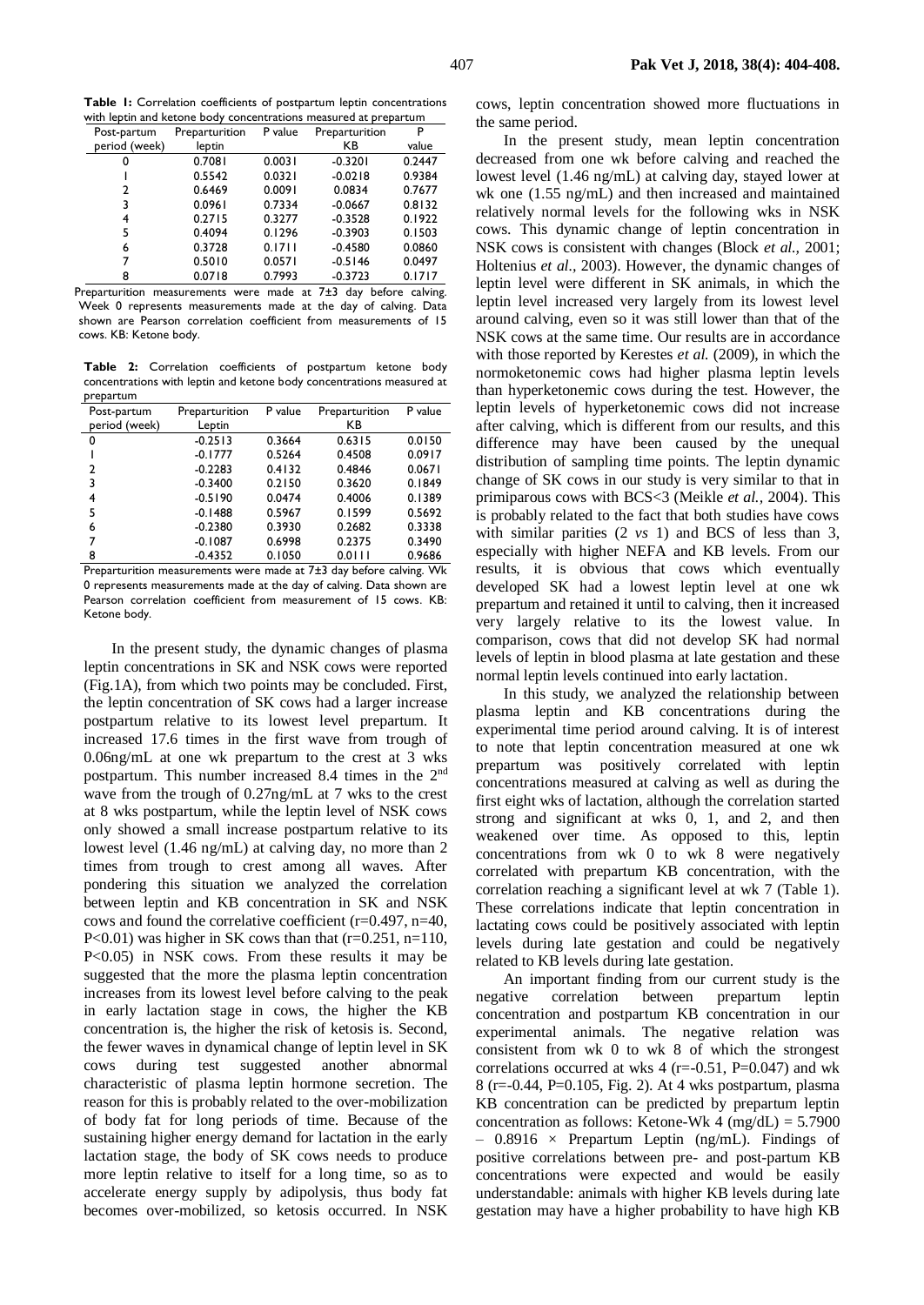**Table 1:** Correlation coefficients of postpartum leptin concentrations with leptin and ketone body concentrations measured at prepartum

| Post-partum period (week) | Preparturition leptin | P value | Preparturition KB | P value |
|---|---|---|---|---|
| 0 | 0.7081 | 0.0031 | -0.3201 | 0.2447 |
| 1 | 0.5542 | 0.0321 | -0.0218 | 0.9384 |
| 2 | 0.6469 | 0.0091 | 0.0834 | 0.7677 |
| 3 | 0.0961 | 0.7334 | -0.0667 | 0.8132 |
| 4 | 0.2715 | 0.3277 | -0.3528 | 0.1922 |
| 5 | 0.4094 | 0.1296 | -0.3903 | 0.1503 |
| 6 | 0.3728 | 0.1711 | -0.4580 | 0.0860 |
| 7 | 0.5010 | 0.0571 | -0.5146 | 0.0497 |
| 8 | 0.0718 | 0.7993 | -0.3723 | 0.1717 |

Preparturition measurements were made at 7±3 day before calving. Week 0 represents measurements made at the day of calving. Data shown are Pearson correlation coefficient from measurements of 15 cows. KB: Ketone body.

**Table 2:** Correlation coefficients of postpartum ketone body concentrations with leptin and ketone body concentrations measured at prepartum

| Post-partum period (week) | Preparturition Leptin | P value | Preparturition KB | P value |
|---|---|---|---|---|
| 0 | -0.2513 | 0.3664 | 0.6315 | 0.0150 |
| 1 | -0.1777 | 0.5264 | 0.4508 | 0.0917 |
| 2 | -0.2283 | 0.4132 | 0.4846 | 0.0671 |
| 3 | -0.3400 | 0.2150 | 0.3620 | 0.1849 |
| 4 | -0.5190 | 0.0474 | 0.4006 | 0.1389 |
| 5 | -0.1488 | 0.5967 | 0.1599 | 0.5692 |
| 6 | -0.2380 | 0.3930 | 0.2682 | 0.3338 |
| 7 | -0.1087 | 0.6998 | 0.2375 | 0.3490 |
| 8 | -0.4352 | 0.1050 | 0.0111 | 0.9686 |

Preparturition measurements were made at 7±3 day before calving. Wk 0 represents measurements made at the day of calving. Data shown are Pearson correlation coefficient from measurement of 15 cows. KB: Ketone body.

In the present study, the dynamic changes of plasma leptin concentrations in SK and NSK cows were reported (Fig.1A), from which two points may be concluded. First, the leptin concentration of SK cows had a larger increase postpartum relative to its lowest level prepartum. It increased 17.6 times in the first wave from trough of 0.06ng/mL at one wk prepartum to the crest at 3 wks postpartum. This number increased 8.4 times in the 2nd wave from the trough of 0.27ng/mL at 7 wks to the crest at 8 wks postpartum, while the leptin level of NSK cows only showed a small increase postpartum relative to its lowest level (1.46 ng/mL) at calving day, no more than 2 times from trough to crest among all waves. After pondering this situation we analyzed the correlation between leptin and KB concentration in SK and NSK cows and found the correlative coefficient ($r=0.497$, $n=40$, $P<0.01$) was higher in SK cows than that ($r=0.251$, $n=110$, $P<0.05$) in NSK cows. From these results it may be suggested that the more the plasma leptin concentration increases from its lowest level before calving to the peak in early lactation stage in cows, the higher the KB concentration is, the higher the risk of ketosis is. Second, the fewer waves in dynamical change of leptin level in SK cows during test suggested another abnormal characteristic of plasma leptin hormone secretion. The reason for this is probably related to the over-mobilization of body fat for long periods of time. Because of the sustaining higher energy demand for lactation in the early lactation stage, the body of SK cows needs to produce more leptin relative to itself for a long time, so as to accelerate energy supply by adipolysis, thus body fat becomes over-mobilized, so ketosis occurred. In NSK cows, leptin concentration showed more fluctuations in the same period.

In the present study, mean leptin concentration decreased from one wk before calving and reached the lowest level (1.46 ng/mL) at calving day, stayed lower at wk one (1.55 ng/mL) and then increased and maintained relatively normal levels for the following wks in NSK cows. This dynamic change of leptin concentration in NSK cows is consistent with changes (Block *et al.,* 2001; Holtenius *et al.*, 2003). However, the dynamic changes of leptin level were different in SK animals, in which the leptin level increased very largely from its lowest level around calving, even so it was still lower than that of the NSK cows at the same time. Our results are in accordance with those reported by Kerestes *et al.* (2009), in which the normoketonemic cows had higher plasma leptin levels than hyperketonemic cows during the test. However, the leptin levels of hyperketonemic cows did not increase after calving, which is different from our results, and this difference may have been caused by the unequal distribution of sampling time points. The leptin dynamic change of SK cows in our study is very similar to that in primiparous cows with BCS<3 (Meikle *et al.,* 2004). This is probably related to the fact that both studies have cows with similar parities (2 *vs* 1) and BCS of less than 3, especially with higher NEFA and KB levels. From our results, it is obvious that cows which eventually developed SK had a lowest leptin level at one wk prepartum and retained it until to calving, then it increased very largely relative to its the lowest value. In comparison, cows that did not develop SK had normal levels of leptin in blood plasma at late gestation and these normal leptin levels continued into early lactation.

In this study, we analyzed the relationship between plasma leptin and KB concentrations during the experimental time period around calving. It is of interest to note that leptin concentration measured at one wk prepartum was positively correlated with leptin concentrations measured at calving as well as during the first eight wks of lactation, although the correlation started strong and significant at wks 0, 1, and 2, and then weakened over time. As opposed to this, leptin concentrations from wk 0 to wk 8 were negatively correlated with prepartum KB concentration, with the correlation reaching a significant level at wk 7 (Table 1). These correlations indicate that leptin concentration in lactating cows could be positively associated with leptin levels during late gestation and could be negatively related to KB levels during late gestation.

An important finding from our current study is the negative correlation between prepartum leptin concentration and postpartum KB concentration in our experimental animals. The negative relation was consistent from wk 0 to wk 8 of which the strongest correlations occurred at wks 4 ($r=-0.51$, $P=0.047$) and wk 8 ($r=-0.44$, $P=0.105$, Fig. 2). At 4 wks postpartum, plasma KB concentration can be predicted by prepartum leptin concentration as follows: Ketone-Wk 4 (mg/dL) = $5.7900 - 0.8916 \times$ Prepartum Leptin (ng/mL). Findings of positive correlations between pre- and post-partum KB concentrations were expected and would be easily understandable: animals with higher KB levels during late gestation may have a higher probability to have high KB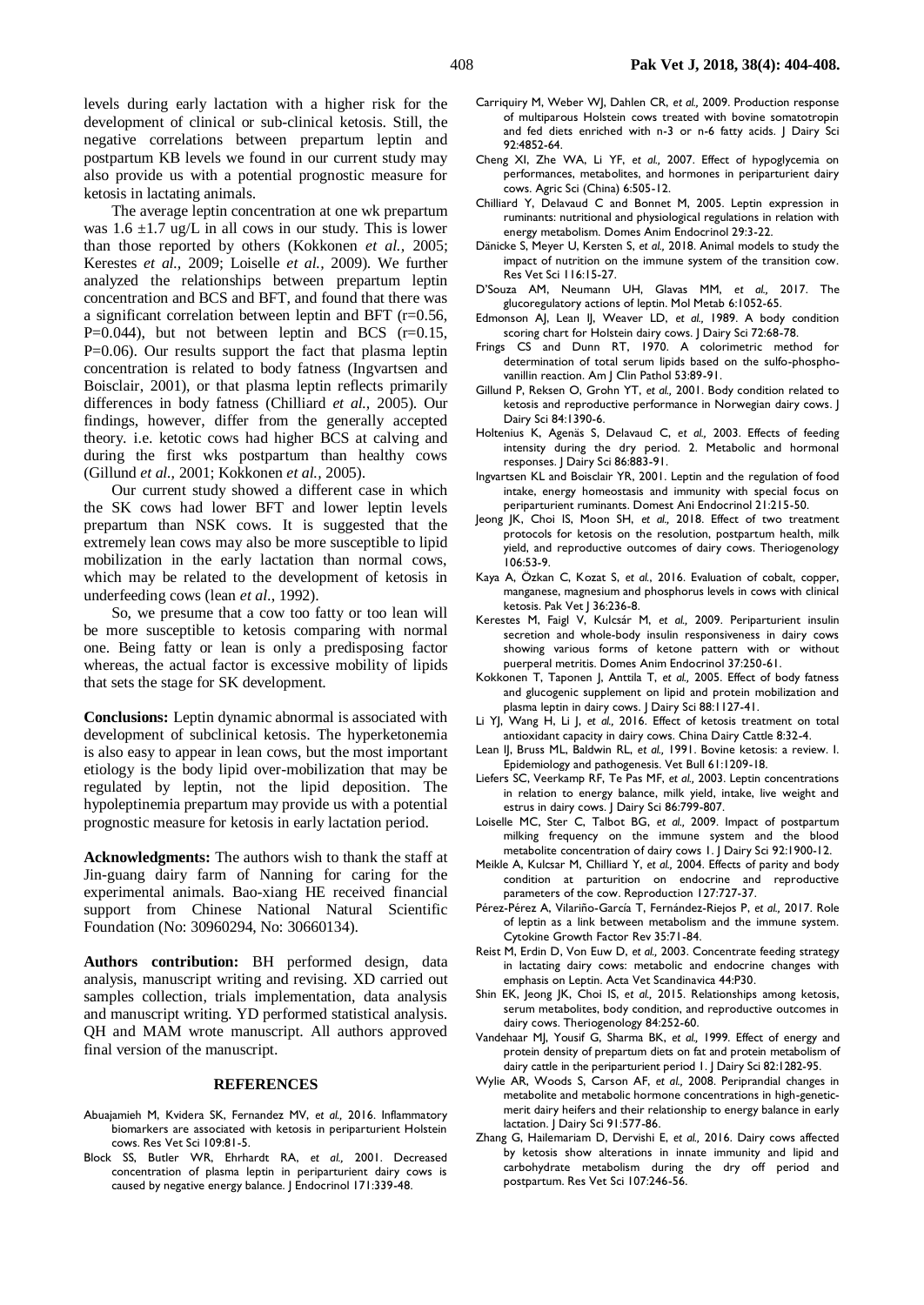levels during early lactation with a higher risk for the development of clinical or sub-clinical ketosis. Still, the negative correlations between prepartum leptin and postpartum KB levels we found in our current study may also provide us with a potential prognostic measure for ketosis in lactating animals.

The average leptin concentration at one wk prepartum was 1.6 ±1.7 ug/L in all cows in our study. This is lower than those reported by others (Kokkonen *et al.*, 2005; Kerestes *et al.*, 2009; Loiselle *et al.*, 2009). We further analyzed the relationships between prepartum leptin concentration and BCS and BFT, and found that there was a significant correlation between leptin and BFT (r=0.56, P=0.044), but not between leptin and BCS (r=0.15, P=0.06). Our results support the fact that plasma leptin concentration is related to body fatness (Ingvartsen and Boisclair, 2001), or that plasma leptin reflects primarily differences in body fatness (Chilliard *et al.*, 2005). Our findings, however, differ from the generally accepted theory. i.e. ketotic cows had higher BCS at calving and during the first wks postpartum than healthy cows (Gillund *et al.*, 2001; Kokkonen *et al.*, 2005).

Our current study showed a different case in which the SK cows had lower BFT and lower leptin levels prepartum than NSK cows. It is suggested that the extremely lean cows may also be more susceptible to lipid mobilization in the early lactation than normal cows, which may be related to the development of ketosis in underfeeding cows (lean *et al.*, 1992).

So, we presume that a cow too fatty or too lean will be more susceptible to ketosis comparing with normal one. Being fatty or lean is only a predisposing factor whereas, the actual factor is excessive mobility of lipids that sets the stage for SK development.

**Conclusions:** Leptin dynamic abnormal is associated with development of subclinical ketosis. The hyperketonemia is also easy to appear in lean cows, but the most important etiology is the body lipid over-mobilization that may be regulated by leptin, not the lipid deposition. The hypoleptinemia prepartum may provide us with a potential prognostic measure for ketosis in early lactation period.

**Acknowledgments:** The authors wish to thank the staff at Jin-guang dairy farm of Nanning for caring for the experimental animals. Bao-xiang HE received financial support from Chinese National Natural Scientific Foundation (No: 30960294, No: 30660134).

**Authors contribution:** BH performed design, data analysis, manuscript writing and revising. XD carried out samples collection, trials implementation, data analysis and manuscript writing. YD performed statistical analysis. QH and MAM wrote manuscript. All authors approved final version of the manuscript.

## REFERENCES

Abuajamieh M, Kvidera SK, Fernandez MV, *et al.,* 2016. Inflammatory biomarkers are associated with ketosis in periparturient Holstein cows. Res Vet Sci 109:81-5.

Block SS, Butler WR, Ehrhardt RA, *et al.,* 2001. Decreased concentration of plasma leptin in periparturient dairy cows is caused by negative energy balance. J Endocrinol 171:339-48.

Carriquiry M, Weber WJ, Dahlen CR, *et al.,* 2009. Production response of multiparous Holstein cows treated with bovine somatotropin and fed diets enriched with n-3 or n-6 fatty acids. J Dairy Sci 92:4852-64.

Cheng XI, Zhe WA, Li YF, *et al.,* 2007. Effect of hypoglycemia on performances, metabolites, and hormones in periparturient dairy cows. Agric Sci (China) 6:505-12.

Chilliard Y, Delavaud C and Bonnet M, 2005. Leptin expression in ruminants: nutritional and physiological regulations in relation with energy metabolism. Domes Anim Endocrinol 29:3-22.

Dänicke S, Meyer U, Kersten S, *et al.,* 2018. Animal models to study the impact of nutrition on the immune system of the transition cow. Res Vet Sci 116:15-27.

D'Souza AM, Neumann UH, Glavas MM, *et al.,* 2017. The glucoregulatory actions of leptin. Mol Metab 6:1052-65.

Edmonson AJ, Lean IJ, Weaver LD, *et al.,* 1989. A body condition scoring chart for Holstein dairy cows. J Dairy Sci 72:68-78.

Frings CS and Dunn RT, 1970. A colorimetric method for determination of total serum lipids based on the sulfo-phospho-vanillin reaction. Am J Clin Pathol 53:89-91.

Gillund P, Reksen O, Grohn YT, *et al.,* 2001. Body condition related to ketosis and reproductive performance in Norwegian dairy cows. J Dairy Sci 84:1390-6.

Holtenius K, Agenäs S, Delavaud C, *et al.,* 2003. Effects of feeding intensity during the dry period. 2. Metabolic and hormonal responses. J Dairy Sci 86:883-91.

Ingvartsen KL and Boisclair YR, 2001. Leptin and the regulation of food intake, energy homeostasis and immunity with special focus on periparturient ruminants. Domest Ani Endocrinol 21:215-50.

Jeong JK, Choi IS, Moon SH, *et al.,* 2018. Effect of two treatment protocols for ketosis on the resolution, postpartum health, milk yield, and reproductive outcomes of dairy cows. Theriogenology 106:53-9.

Kaya A, Özkan C, Kozat S, *et al.,* 2016. Evaluation of cobalt, copper, manganese, magnesium and phosphorus levels in cows with clinical ketosis. Pak Vet J 36:236-8.

Kerestes M, Faigl V, Kulcsár M, *et al.,* 2009. Periparturient insulin secretion and whole-body insulin responsiveness in dairy cows showing various forms of ketone pattern with or without puerperal metritis. Domes Anim Endocrinol 37:250-61.

Kokkonen T, Taponen J, Anttila T, *et al.,* 2005. Effect of body fatness and glucogenic supplement on lipid and protein mobilization and plasma leptin in dairy cows. J Dairy Sci 88:1127-41.

Li YJ, Wang H, Li J, *et al.,* 2016. Effect of ketosis treatment on total antioxidant capacity in dairy cows. China Dairy Cattle 8:32-4.

Lean IJ, Bruss ML, Baldwin RL, *et al.,* 1991. Bovine ketosis: a review. I. Epidemiology and pathogenesis. Vet Bull 61:1209-18.

Liefers SC, Veerkamp RF, Te Pas MF, *et al.,* 2003. Leptin concentrations in relation to energy balance, milk yield, intake, live weight and estrus in dairy cows. J Dairy Sci 86:799-807.

Loiselle MC, Ster C, Talbot BG, *et al.,* 2009. Impact of postpartum milking frequency on the immune system and the blood metabolite concentration of dairy cows 1. J Dairy Sci 92:1900-12.

Meikle A, Kulcsar M, Chilliard Y, *et al.,* 2004. Effects of parity and body condition at parturition on endocrine and reproductive parameters of the cow. Reproduction 127:727-37.

Pérez-Pérez A, Vilariño-García T, Fernández-Riejos P, *et al.,* 2017. Role of leptin as a link between metabolism and the immune system. Cytokine Growth Factor Rev 35:71-84.

Reist M, Erdin D, Von Euw D, *et al.,* 2003. Concentrate feeding strategy in lactating dairy cows: metabolic and endocrine changes with emphasis on Leptin. Acta Vet Scandinavica 44:P30.

Shin EK, Jeong JK, Choi IS, *et al.,* 2015. Relationships among ketosis, serum metabolites, body condition, and reproductive outcomes in dairy cows. Theriogenology 84:252-60.

Vandehaar MJ, Yousif G, Sharma BK, *et al.,* 1999. Effect of energy and protein density of prepartum diets on fat and protein metabolism of dairy cattle in the periparturient period 1. J Dairy Sci 82:1282-95.

Wylie AR, Woods S, Carson AF, *et al.,* 2008. Periprandial changes in metabolite and metabolic hormone concentrations in high-genetic-merit dairy heifers and their relationship to energy balance in early lactation. J Dairy Sci 91:577-86.

Zhang G, Hailemariam D, Dervishi E, *et al.,* 2016. Dairy cows affected by ketosis show alterations in innate immunity and lipid and carbohydrate metabolism during the dry off period and postpartum. Res Vet Sci 107:246-56.